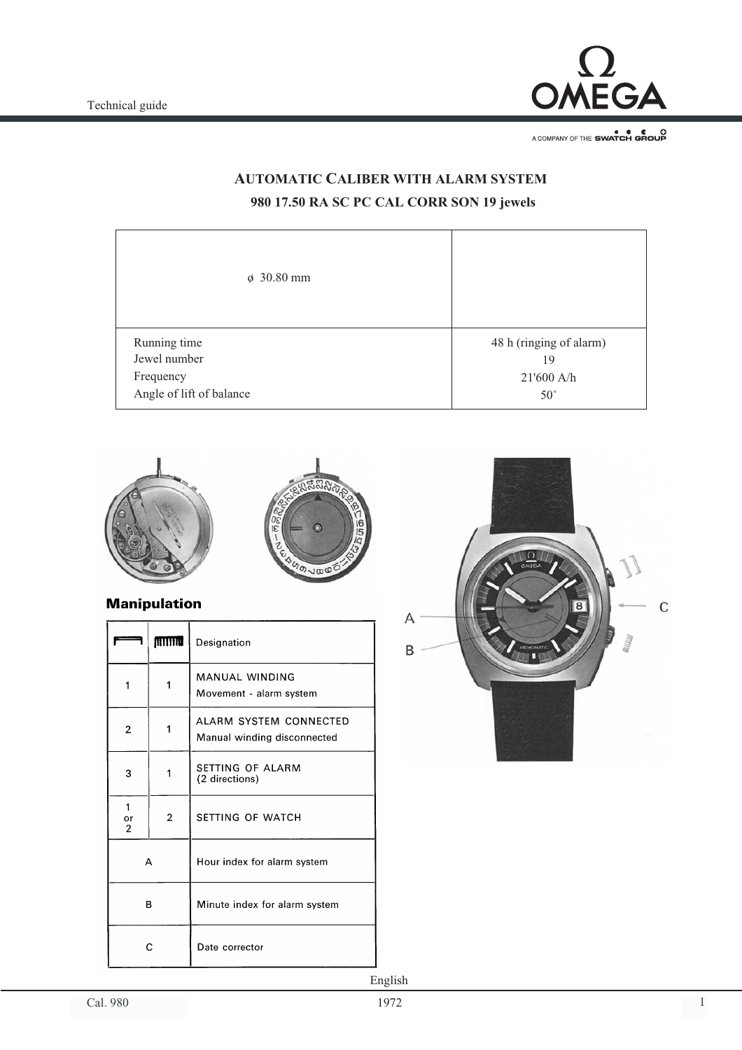## AUTOMATIC CALIBER WITH ALARM SYSTEM

### 980 17.50 RA SC PC CAL CORR SON 19 jewels

| ø 30.80 mm | |
|---|---|
| Running time<br>Jewel number<br>Frequency<br>Angle of lift of balance | 48 h (ringing of alarm)<br>19<br>21'600 A/h<br>50˚ |

### Manipulation

| | | Designation |
|---|---|---|
| 1 | 1 | MANUAL WINDING<br>Movement - alarm system |
| 2 | 1 | ALARM SYSTEM CONNECTED<br>Manual winding disconnected |
| 3 | 1 | SETTING OF ALARM<br>(2 directions) |
| 1 or 2 | 2 | SETTING OF WATCH |
| A | | Hour index for alarm system |
| B | | Minute index for alarm system |
| C | | Date corrector |

English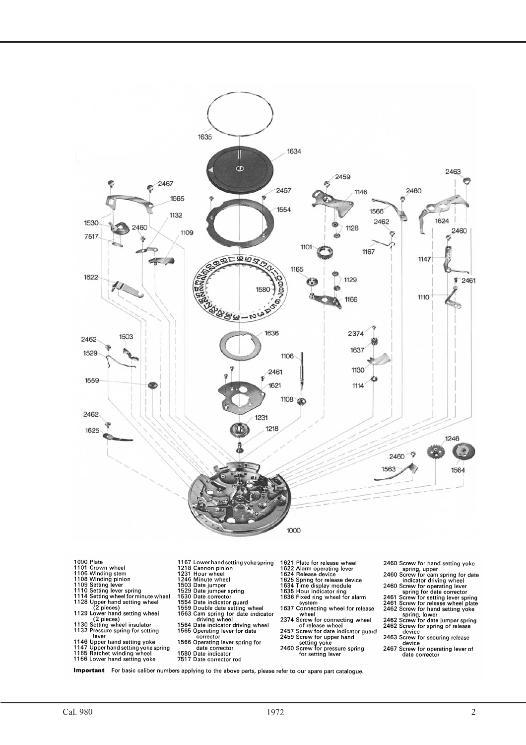1000 Plate
1101 Crown wheel
1106 Winding stem
1108 Winding pinion
1109 Setting lever
1110 Setting lever spring
1114 Setting wheel for minute wheel
1128 Upper hand setting wheel (2 pieces)
1129 Lower hand setting wheel (2 pieces)
1130 Setting wheel insulator
1132 Pressure spring for setting lever
1146 Upper hand setting yoke
1147 Upper hand setting yoke spring
1165 Ratchet winding wheel
1166 Lower hand setting yoke
1167 Lower hand setting yoke spring
1218 Cannon pinion
1231 Hour wheel
1246 Minute wheel
1503 Date jumper
1529 Date jumper spring
1530 Date corrector
1554 Date indicator guard
1559 Double date setting wheel
1563 Cam spring for date indicator driving wheel
1564 Date indicator driving wheel
1565 Operating lever for date corrector
1566 Operating lever spring for date corrector
1580 Date indicator
7517 Date corrector rod
1621 Plate for release wheel
1622 Alarm operating lever
1624 Release device
1625 Spring for release device
1634 Time display module
1635 Hour indicator ring
1636 Fixed ring wheel for alarm system
1637 Connecting wheel for release wheel
2374 Screw for connecting wheel of release wheel
2457 Screw for date indicator guard
2459 Screw for upper hand setting yoke
2460 Screw for pressure spring for setting lever
2460 Screw for hand setting yoke spring, upper
2460 Screw for cam spring for date indicator driving wheel
2460 Screw for operating lever spring for date corrector
2461 Screw for setting lever spring
2461 Screw for release wheel plate
2462 Screw for hand setting yoke spring, lower
2462 Screw for date jumper spring
2462 Screw for spring of release device
2463 Screw for securing release device
2467 Screw for operating lever of date corrector

**Important** For basic caliber numbers applying to the above parts, please refer to our spare part catalogue.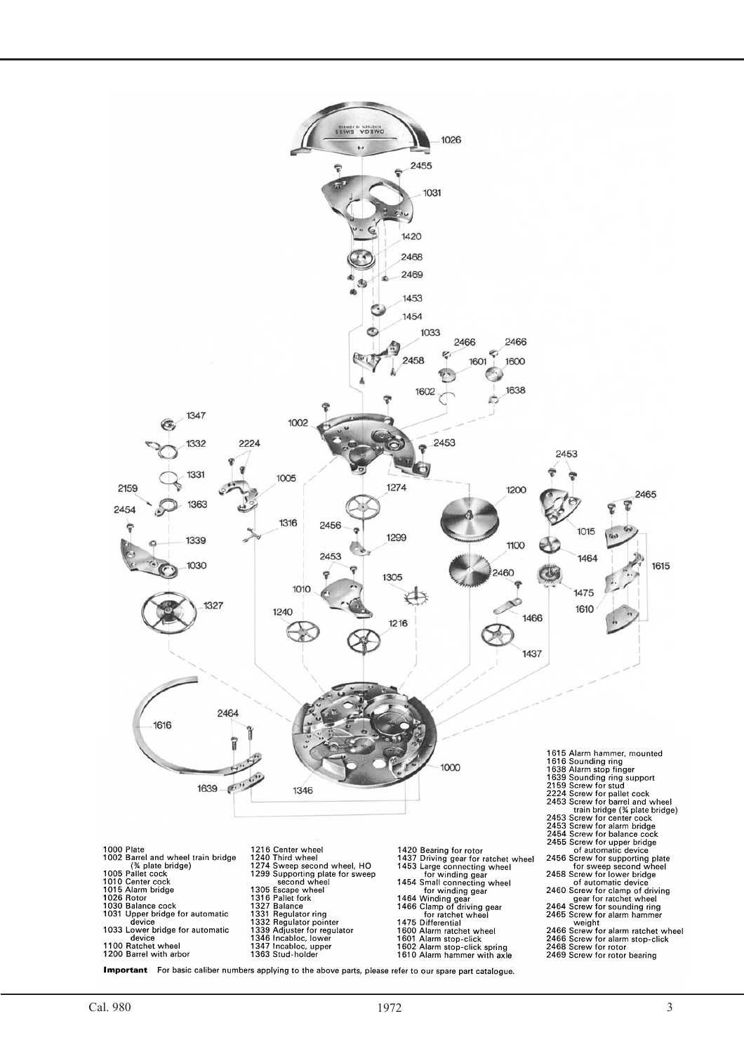1000 Plate
1002 Barrel and wheel train bridge (¾ plate bridge)
1005 Pallet cock
1010 Center cock
1015 Alarm bridge
1026 Rotor
1030 Balance cock
1031 Upper bridge for automatic device
1033 Lower bridge for automatic device
1100 Ratchet wheel
1200 Barrel with arbor
1216 Center wheel
1240 Third wheel
1274 Sweep second wheel, HO
1299 Supporting plate for sweep second wheel
1305 Escape wheel
1316 Pallet fork
1327 Balance
1331 Regulator ring
1332 Regulator pointer
1339 Adjuster for regulator
1346 Incabloc, lower
1347 Incabloc, upper
1363 Stud-holder
1420 Bearing for rotor
1437 Driving gear for ratchet wheel
1453 Large connecting wheel for winding gear
1454 Small connecting wheel for winding gear
1464 Winding gear
1466 Clamp of driving gear for ratchet wheel
1475 Differential
1600 Alarm ratchet wheel
1601 Alarm stop-click
1602 Alarm stop-click spring
1610 Alarm hammer with axle
1615 Alarm hammer, mounted
1616 Sounding ring
1638 Alarm stop finger
1639 Sounding ring support
2159 Screw for stud
2224 Screw for pallet cock
2453 Screw for barrel and wheel train bridge (¾ plate bridge)
2453 Screw for center cock
2453 Screw for alarm bridge
2454 Screw for balance cock
2455 Screw for upper bridge of automatic device
2456 Screw for supporting plate for sweep second wheel
2458 Screw for lower bridge of automatic device
2460 Screw for clamp of driving gear for ratchet wheel
2464 Screw for sounding ring
2465 Screw for alarm hammer weight
2466 Screw for alarm ratchet wheel
2466 Screw for alarm stop-click
2468 Screw for rotor
2469 Screw for rotor bearing

**Important** For basic caliber numbers applying to the above parts, please refer to our spare part catalogue.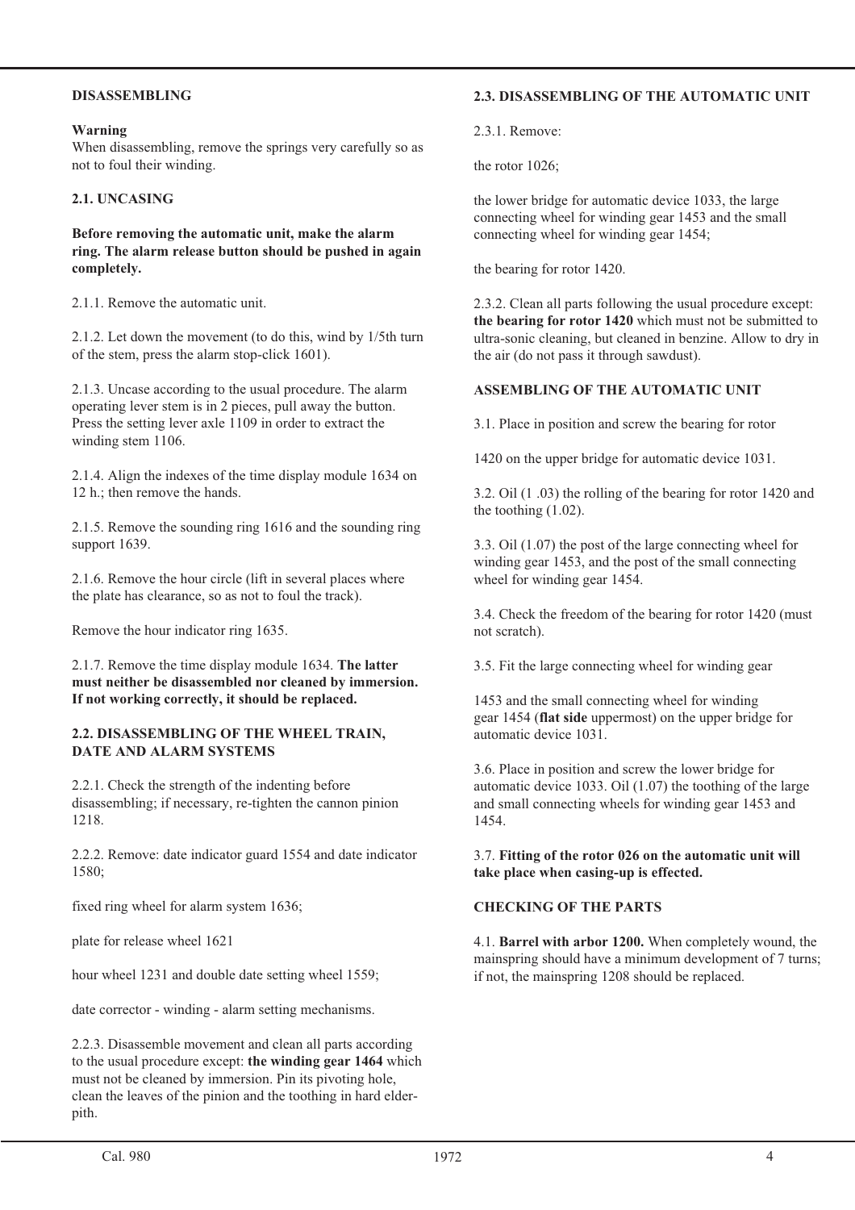## DISASSEMBLING

**Warning**
When disassembling, remove the springs very carefully so as not to foul their winding.

### 2.1. UNCASING

**Before removing the automatic unit, make the alarm ring. The alarm release button should be pushed in again completely.**

2.1.1. Remove the automatic unit.

2.1.2. Let down the movement (to do this, wind by 1/5th turn of the stem, press the alarm stop-click 1601).

2.1.3. Uncase according to the usual procedure. The alarm operating lever stem is in 2 pieces, pull away the button. Press the setting lever axle 1109 in order to extract the winding stem 1106.

2.1.4. Align the indexes of the time display module 1634 on 12 h.; then remove the hands.

2.1.5. Remove the sounding ring 1616 and the sounding ring support 1639.

2.1.6. Remove the hour circle (lift in several places where the plate has clearance, so as not to foul the track).

Remove the hour indicator ring 1635.

2.1.7. Remove the time display module 1634. **The latter must neither be disassembled nor cleaned by immersion. If not working correctly, it should be replaced.**

### 2.2. DISASSEMBLING OF THE WHEEL TRAIN, DATE AND ALARM SYSTEMS

2.2.1. Check the strength of the indenting before disassembling; if necessary, re-tighten the cannon pinion 1218.

2.2.2. Remove: date indicator guard 1554 and date indicator 1580;

fixed ring wheel for alarm system 1636;

plate for release wheel 1621

hour wheel 1231 and double date setting wheel 1559;

date corrector - winding - alarm setting mechanisms.

2.2.3. Disassemble movement and clean all parts according to the usual procedure except: **the winding gear 1464** which must not be cleaned by immersion. Pin its pivoting hole, clean the leaves of the pinion and the toothing in hard elder-pith.

### 2.3. DISASSEMBLING OF THE AUTOMATIC UNIT

2.3.1. Remove:

the rotor 1026;

the lower bridge for automatic device 1033, the large connecting wheel for winding gear 1453 and the small connecting wheel for winding gear 1454;

the bearing for rotor 1420.

2.3.2. Clean all parts following the usual procedure except: **the bearing for rotor 1420** which must not be submitted to ultra-sonic cleaning, but cleaned in benzine. Allow to dry in the air (do not pass it through sawdust).

## ASSEMBLING OF THE AUTOMATIC UNIT

3.1. Place in position and screw the bearing for rotor

1420 on the upper bridge for automatic device 1031.

3.2. Oil (1 .03) the rolling of the bearing for rotor 1420 and the toothing (1.02).

3.3. Oil (1.07) the post of the large connecting wheel for winding gear 1453, and the post of the small connecting wheel for winding gear 1454.

3.4. Check the freedom of the bearing for rotor 1420 (must not scratch).

3.5. Fit the large connecting wheel for winding gear

1453 and the small connecting wheel for winding gear 1454 (**flat side** uppermost) on the upper bridge for automatic device 1031.

3.6. Place in position and screw the lower bridge for automatic device 1033. Oil (1.07) the toothing of the large and small connecting wheels for winding gear 1453 and 1454.

3.7. **Fitting of the rotor 026 on the automatic unit will take place when casing-up is effected.**

## CHECKING OF THE PARTS

4.1. **Barrel with arbor 1200.** When completely wound, the mainspring should have a minimum development of 7 turns; if not, the mainspring 1208 should be replaced.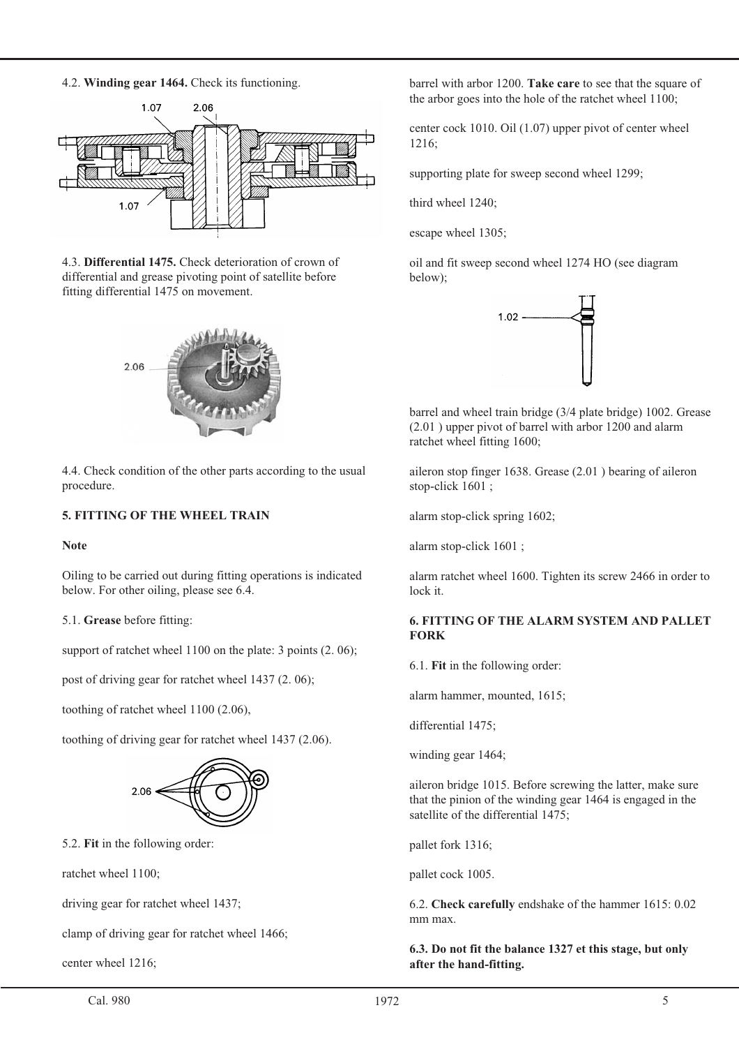4.2. **Winding gear 1464.** Check its functioning.

4.3. **Differential 1475.** Check deterioration of crown of differential and grease pivoting point of satellite before fitting differential 1475 on movement.

4.4. Check condition of the other parts according to the usual procedure.

**5. FITTING OF THE WHEEL TRAIN**

**Note**

Oiling to be carried out during fitting operations is indicated below. For other oiling, please see 6.4.

5.1. **Grease** before fitting:

support of ratchet wheel 1100 on the plate: 3 points (2. 06);

post of driving gear for ratchet wheel 1437 (2. 06);

toothing of ratchet wheel 1100 (2.06),

toothing of driving gear for ratchet wheel 1437 (2.06).

5.2. **Fit** in the following order:

ratchet wheel 1100;

driving gear for ratchet wheel 1437;

clamp of driving gear for ratchet wheel 1466;

center wheel 1216;

barrel with arbor 1200. **Take care** to see that the square of the arbor goes into the hole of the ratchet wheel 1100;

center cock 1010. Oil (1.07) upper pivot of center wheel 1216;

supporting plate for sweep second wheel 1299;

third wheel 1240;

escape wheel 1305;

oil and fit sweep second wheel 1274 HO (see diagram below);

barrel and wheel train bridge (3/4 plate bridge) 1002. Grease (2.01 ) upper pivot of barrel with arbor 1200 and alarm ratchet wheel fitting 1600;

aileron stop finger 1638. Grease (2.01 ) bearing of aileron stop-click 1601 ;

alarm stop-click spring 1602;

alarm stop-click 1601 ;

alarm ratchet wheel 1600. Tighten its screw 2466 in order to lock it.

**6. FITTING OF THE ALARM SYSTEM AND PALLET FORK**

6.1. **Fit** in the following order:

alarm hammer, mounted, 1615;

differential 1475;

winding gear 1464;

aileron bridge 1015. Before screwing the latter, make sure that the pinion of the winding gear 1464 is engaged in the satellite of the differential 1475;

pallet fork 1316;

pallet cock 1005.

6.2. **Check carefully** endshake of the hammer 1615: 0.02 mm max.

**6.3. Do not fit the balance 1327 et this stage, but only after the hand-fitting.**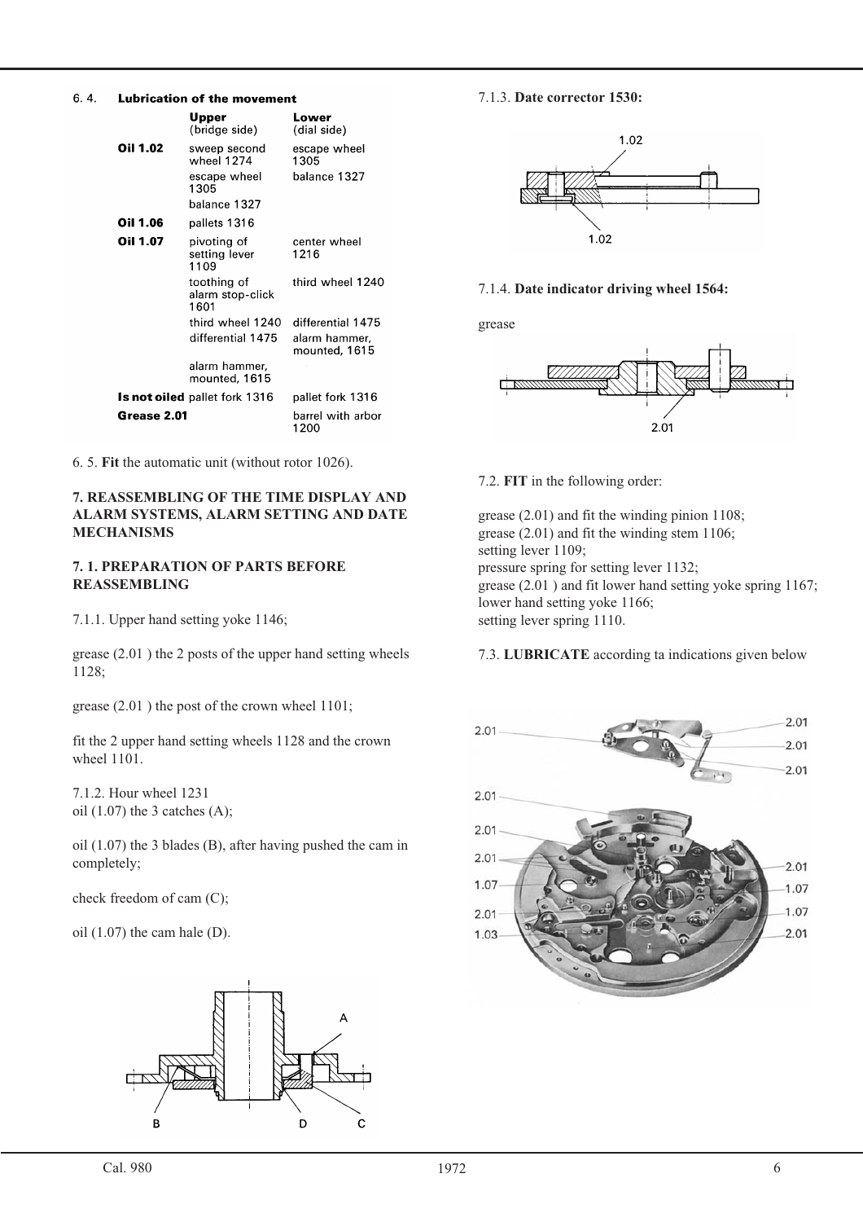### 6. 4. Lubrication of the movement

| | Upper (bridge side) | Lower (dial side) |
|---|---|---|
| **Oil 1.02** | sweep second wheel 1274 | escape wheel 1305 |
| | escape wheel 1305 | balance 1327 |
| | balance 1327 | |
| **Oil 1.06** | pallets 1316 | |
| **Oil 1.07** | pivoting of setting lever 1109 | center wheel 1216 |
| | toothing of alarm stop-click 1601 | third wheel 1240 |
| | third wheel 1240 | differential 1475 |
| | differential 1475 | alarm hammer, mounted, 1615 |
| | alarm hammer, mounted, 1615 | |
| **Is not oiled** | pallet fork 1316 | pallet fork 1316 |
| **Grease 2.01** | | barrel with arbor 1200 |

6. 5. **Fit** the automatic unit (without rotor 1026).

## 7. REASSEMBLING OF THE TIME DISPLAY AND ALARM SYSTEMS, ALARM SETTING AND DATE MECHANISMS

### 7. 1. PREPARATION OF PARTS BEFORE REASSEMBLING

7.1.1. Upper hand setting yoke 1146;

grease (2.01 ) the 2 posts of the upper hand setting wheels 1128;

grease (2.01 ) the post of the crown wheel 1101;

fit the 2 upper hand setting wheels 1128 and the crown wheel 1101.

7.1.2. Hour wheel 1231
oil (1.07) the 3 catches (A);

oil (1.07) the 3 blades (B), after having pushed the cam in completely;

check freedom of cam (C);

oil (1.07) the cam hale (D).

7.1.3. **Date corrector 1530:**

7.1.4. **Date indicator driving wheel 1564:**

grease

7.2. **FIT** in the following order:

grease (2.01) and fit the winding pinion 1108;
grease (2.01) and fit the winding stem 1106;
setting lever 1109;
pressure spring for setting lever 1132;
grease (2.01 ) and fit lower hand setting yoke spring 1167;
lower hand setting yoke 1166;
setting lever spring 1110.

7.3. **LUBRICATE** according ta indications given below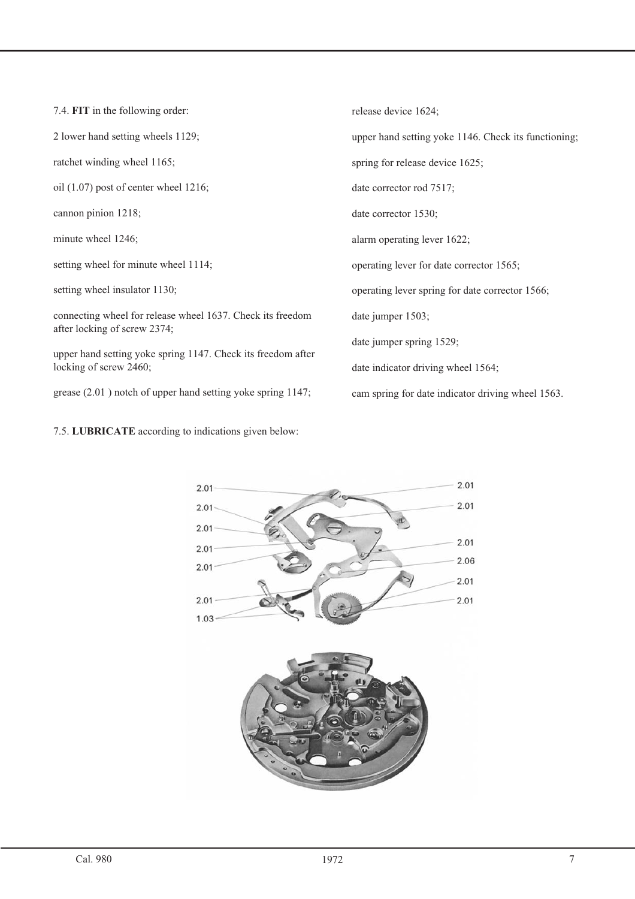7.4. **FIT** in the following order:

2 lower hand setting wheels 1129;

ratchet winding wheel 1165;

oil (1.07) post of center wheel 1216;

cannon pinion 1218;

minute wheel 1246;

setting wheel for minute wheel 1114;

setting wheel insulator 1130;

connecting wheel for release wheel 1637. Check its freedom after locking of screw 2374;

upper hand setting yoke spring 1147. Check its freedom after locking of screw 2460;

grease (2.01 ) notch of upper hand setting yoke spring 1147;

release device 1624;

upper hand setting yoke 1146. Check its functioning;

spring for release device 1625;

date corrector rod 7517;

date corrector 1530;

alarm operating lever 1622;

operating lever for date corrector 1565;

operating lever spring for date corrector 1566;

date jumper 1503;

date jumper spring 1529;

date indicator driving wheel 1564;

cam spring for date indicator driving wheel 1563.

7.5. **LUBRICATE** according to indications given below:

2.01
2.01
2.01
2.01
2.01
2.01
1.03

2.01
2.01
2.01
2.06
2.01
2.01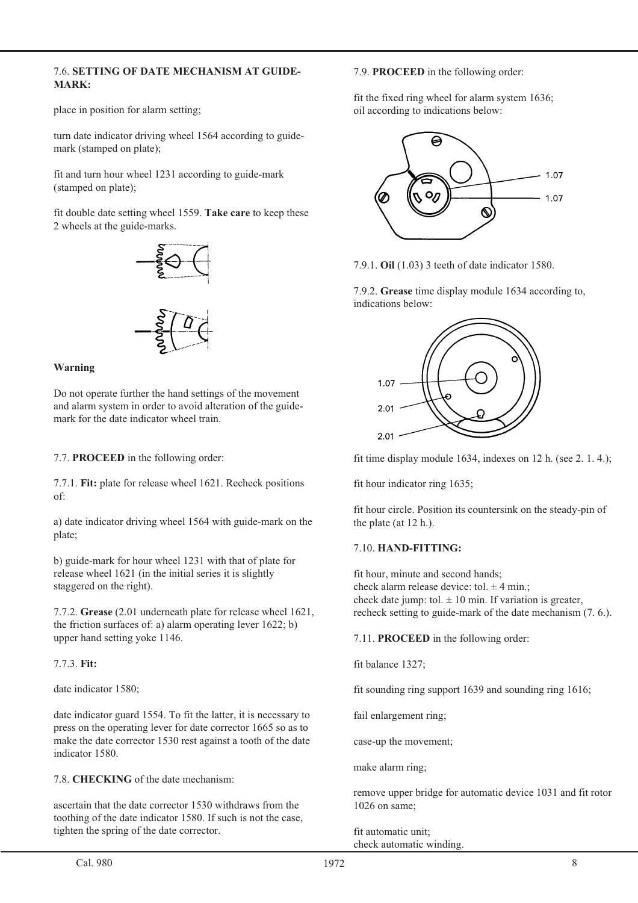7.6. **SETTING OF DATE MECHANISM AT GUIDE-MARK:**

place in position for alarm setting;

turn date indicator driving wheel 1564 according to guide-mark (stamped on plate);

fit and turn hour wheel 1231 according to guide-mark (stamped on plate);

fit double date setting wheel 1559. **Take care** to keep these 2 wheels at the guide-marks.

**Warning**

Do not operate further the hand settings of the movement and alarm system in order to avoid alteration of the guide-mark for the date indicator wheel train.

7.7. **PROCEED** in the following order:

7.7.1. **Fit:** plate for release wheel 1621. Recheck positions of:

a) date indicator driving wheel 1564 with guide-mark on the plate;

b) guide-mark for hour wheel 1231 with that of plate for release wheel 1621 (in the initial series it is slightly staggered on the right).

7.7.2. **Grease** (2.01 underneath plate for release wheel 1621, the friction surfaces of: a) alarm operating lever 1622; b) upper hand setting yoke 1146.

7.7.3. **Fit:**

date indicator 1580;

date indicator guard 1554. To fit the latter, it is necessary to press on the operating lever for date corrector 1665 so as to make the date corrector 1530 rest against a tooth of the date indicator 1580.

7.8. **CHECKING** of the date mechanism:

ascertain that the date corrector 1530 withdraws from the toothing of the date indicator 1580. If such is not the case, tighten the spring of the date corrector.

7.9. **PROCEED** in the following order:

fit the fixed ring wheel for alarm system 1636;
oil according to indications below:

1.07
1.07

7.9.1. **Oil** (1.03) 3 teeth of date indicator 1580.

7.9.2. **Grease** time display module 1634 according to, indications below:

1.07
2.01
2.01

fit time display module 1634, indexes on 12 h. (see 2. 1. 4.);

fit hour indicator ring 1635;

fit hour circle. Position its countersink on the steady-pin of the plate (at 12 h.).

7.10. **HAND-FITTING:**

fit hour, minute and second hands;
check alarm release device: tol. ± 4 min.;
check date jump: tol. ± 10 min. If variation is greater, recheck setting to guide-mark of the date mechanism (7. 6.).

7.11. **PROCEED** in the following order:

fit balance 1327;

fit sounding ring support 1639 and sounding ring 1616;

fail enlargement ring;

case-up the movement;

make alarm ring;

remove upper bridge for automatic device 1031 and fit rotor 1026 on same;

fit automatic unit;
check automatic winding.